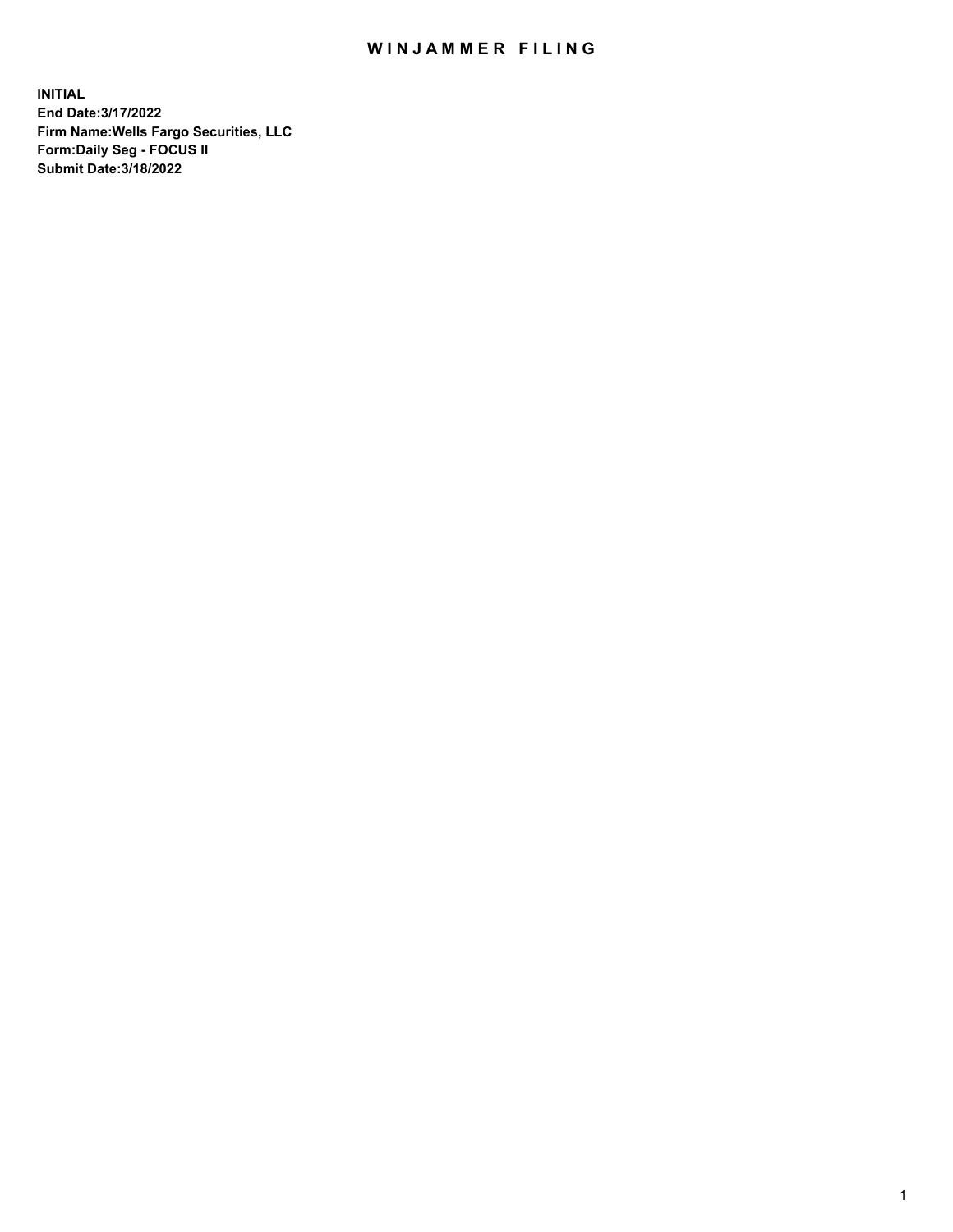# WINJAMMER FILING

**INITIAL**
**End Date:3/17/2022**
**Firm Name:Wells Fargo Securities, LLC**
**Form:Daily Seg - FOCUS II**
**Submit Date:3/18/2022**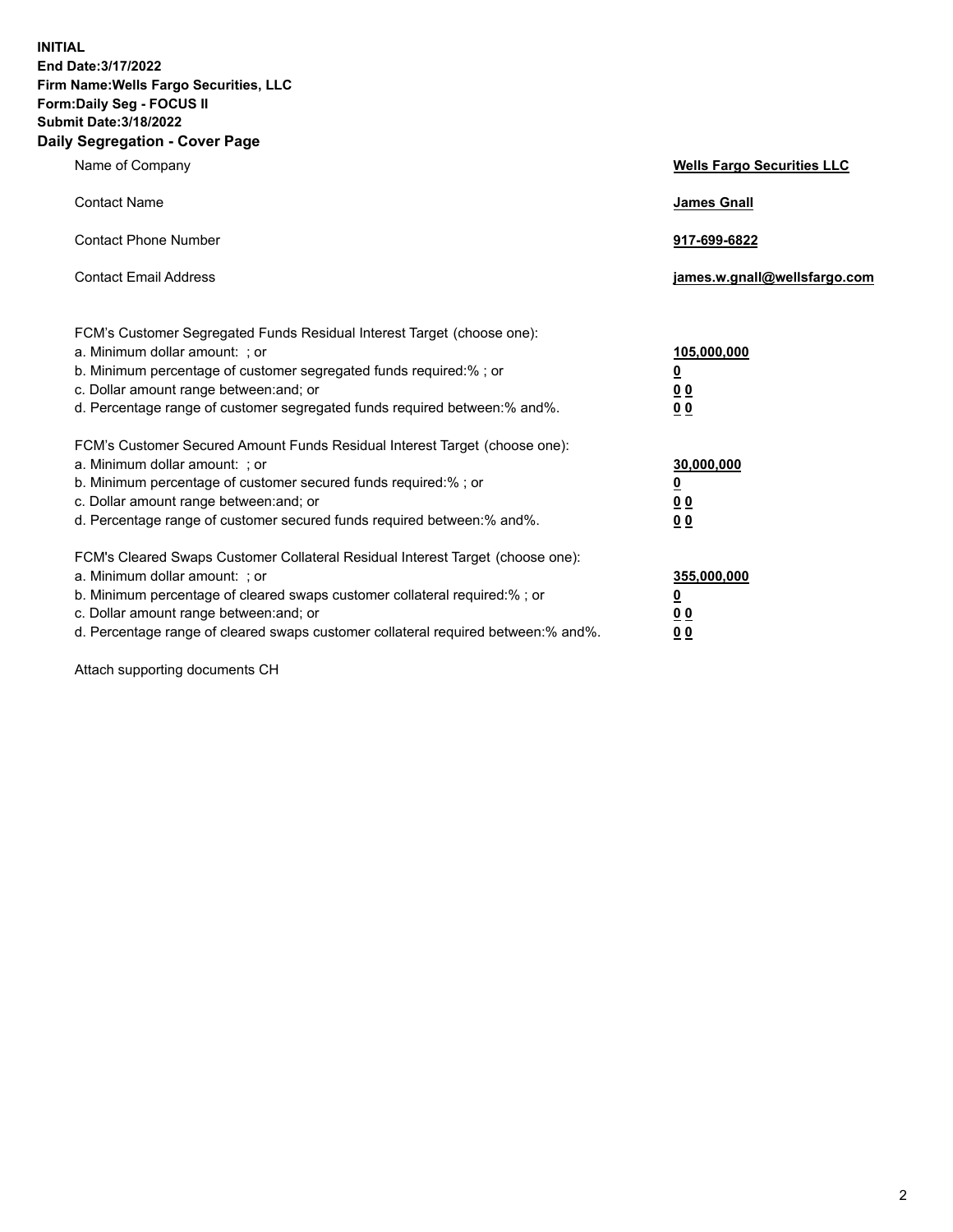**INITIAL**
**End Date:3/17/2022**
**Firm Name:Wells Fargo Securities, LLC**
**Form:Daily Seg - FOCUS II**
**Submit Date:3/18/2022**

## Daily Segregation - Cover Page

| | |
|---|---|
| Name of Company | **Wells Fargo Securities LLC** |
| Contact Name | **James Gnall** |
| Contact Phone Number | **917-699-6822** |
| Contact Email Address | **james.w.gnall@wellsfargo.com** |

| | |
|---|---|
| FCM's Customer Segregated Funds Residual Interest Target (choose one): | |
| a. Minimum dollar amount: ; or | **105,000,000** |
| b. Minimum percentage of customer segregated funds required:% ; or | **0** |
| c. Dollar amount range between:and; or | **0 0** |
| d. Percentage range of customer segregated funds required between:% and%. | **0 0** |
| FCM's Customer Secured Amount Funds Residual Interest Target (choose one): | |
| a. Minimum dollar amount: ; or | **30,000,000** |
| b. Minimum percentage of customer secured funds required:% ; or | **0** |
| c. Dollar amount range between:and; or | **0 0** |
| d. Percentage range of customer secured funds required between:% and%. | **0 0** |
| FCM's Cleared Swaps Customer Collateral Residual Interest Target (choose one): | |
| a. Minimum dollar amount: ; or | **355,000,000** |
| b. Minimum percentage of cleared swaps customer collateral required:% ; or | **0** |
| c. Dollar amount range between:and; or | **0 0** |
| d. Percentage range of cleared swaps customer collateral required between:% and%. | **0 0** |

Attach supporting documents CH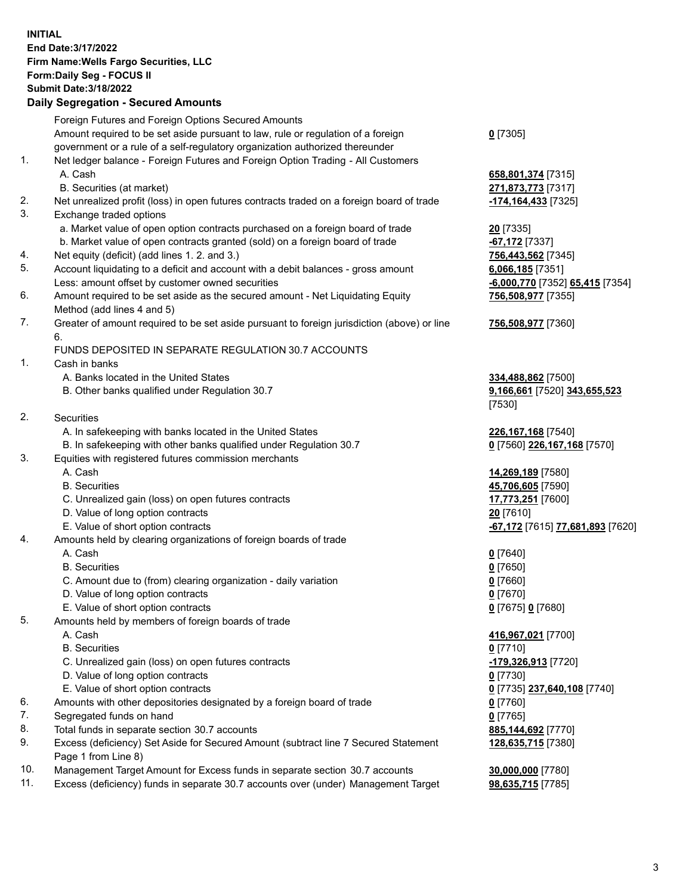**INITIAL**
**End Date:3/17/2022**
**Firm Name:Wells Fargo Securities, LLC**
**Form:Daily Seg - FOCUS II**
**Submit Date:3/18/2022**

## Daily Segregation - Secured Amounts

| | | |
|---|---|---|
| | Foreign Futures and Foreign Options Secured Amounts | |
| | Amount required to be set aside pursuant to law, rule or regulation of a foreign government or a rule of a self-regulatory organization authorized thereunder | **0** [7305] |
| 1. | Net ledger balance - Foreign Futures and Foreign Option Trading - All Customers | |
| | A. Cash | **658,801,374** [7315] |
| | B. Securities (at market) | **271,873,773** [7317] |
| 2. | Net unrealized profit (loss) in open futures contracts traded on a foreign board of trade | **-174,164,433** [7325] |
| 3. | Exchange traded options | |
| | a. Market value of open option contracts purchased on a foreign board of trade | **20** [7335] |
| | b. Market value of open contracts granted (sold) on a foreign board of trade | **-67,172** [7337] |
| 4. | Net equity (deficit) (add lines 1. 2. and 3.) | **756,443,562** [7345] |
| 5. | Account liquidating to a deficit and account with a debit balances - gross amount | **6,066,185** [7351] |
| | Less: amount offset by customer owned securities | **-6,000,770** [7352] **65,415** [7354] |
| 6. | Amount required to be set aside as the secured amount - Net Liquidating Equity Method (add lines 4 and 5) | **756,508,977** [7355] |
| 7. | Greater of amount required to be set aside pursuant to foreign jurisdiction (above) or line 6. | **756,508,977** [7360] |
| | FUNDS DEPOSITED IN SEPARATE REGULATION 30.7 ACCOUNTS | |
| 1. | Cash in banks | |
| | A. Banks located in the United States | **334,488,862** [7500] |
| | B. Other banks qualified under Regulation 30.7 | **9,166,661** [7520] **343,655,523** [7530] |
| 2. | Securities | |
| | A. In safekeeping with banks located in the United States | **226,167,168** [7540] |
| | B. In safekeeping with other banks qualified under Regulation 30.7 | **0** [7560] **226,167,168** [7570] |
| 3. | Equities with registered futures commission merchants | |
| | A. Cash | **14,269,189** [7580] |
| | B. Securities | **45,706,605** [7590] |
| | C. Unrealized gain (loss) on open futures contracts | **17,773,251** [7600] |
| | D. Value of long option contracts | **20** [7610] |
| | E. Value of short option contracts | **-67,172** [7615] **77,681,893** [7620] |
| 4. | Amounts held by clearing organizations of foreign boards of trade | |
| | A. Cash | **0** [7640] |
| | B. Securities | **0** [7650] |
| | C. Amount due to (from) clearing organization - daily variation | **0** [7660] |
| | D. Value of long option contracts | **0** [7670] |
| | E. Value of short option contracts | **0** [7675] **0** [7680] |
| 5. | Amounts held by members of foreign boards of trade | |
| | A. Cash | **416,967,021** [7700] |
| | B. Securities | **0** [7710] |
| | C. Unrealized gain (loss) on open futures contracts | **-179,326,913** [7720] |
| | D. Value of long option contracts | **0** [7730] |
| | E. Value of short option contracts | **0** [7735] **237,640,108** [7740] |
| 6. | Amounts with other depositories designated by a foreign board of trade | **0** [7760] |
| 7. | Segregated funds on hand | **0** [7765] |
| 8. | Total funds in separate section 30.7 accounts | **885,144,692** [7770] |
| 9. | Excess (deficiency) Set Aside for Secured Amount (subtract line 7 Secured Statement Page 1 from Line 8) | **128,635,715** [7380] |
| 10. | Management Target Amount for Excess funds in separate section 30.7 accounts | **30,000,000** [7780] |
| 11. | Excess (deficiency) funds in separate 30.7 accounts over (under) Management Target | **98,635,715** [7785] |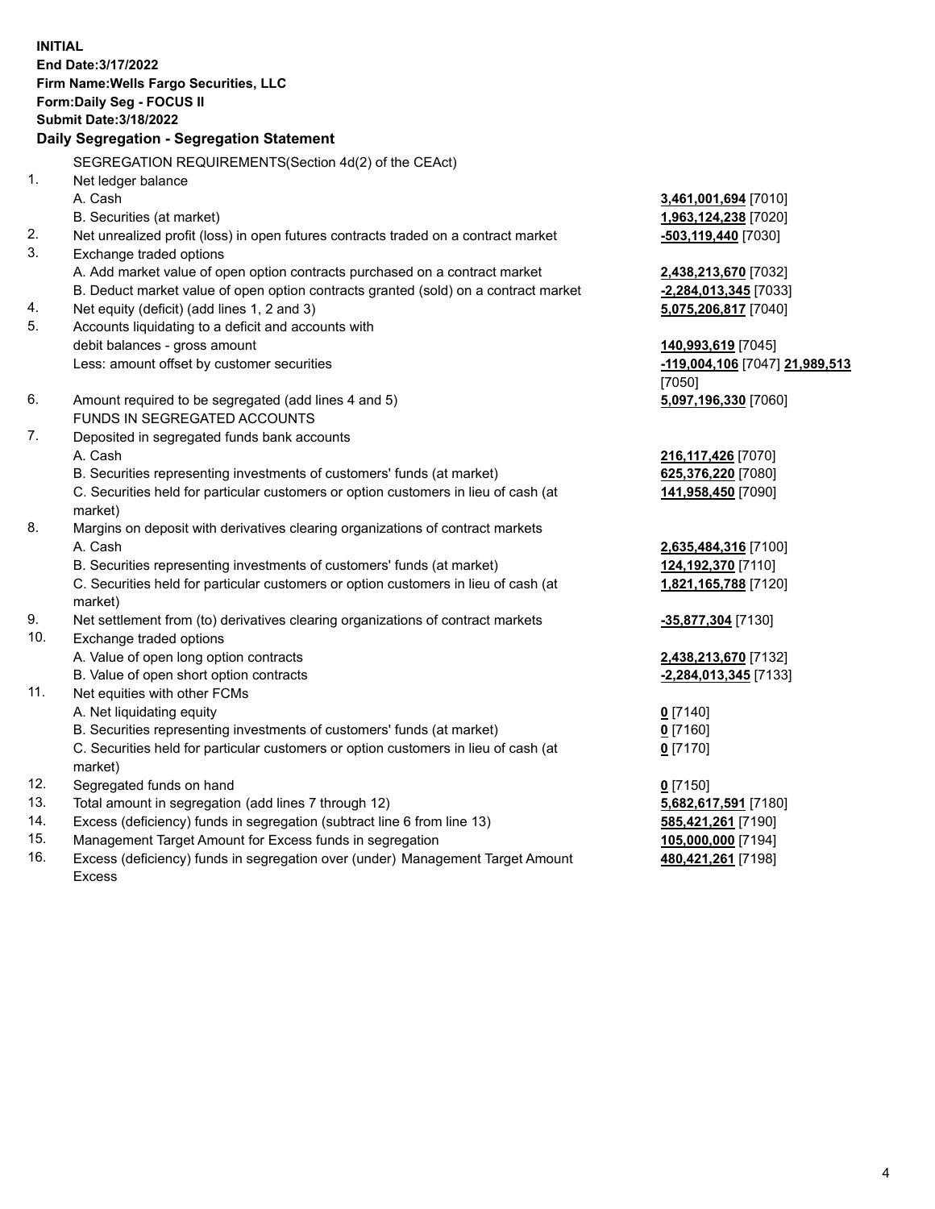**INITIAL**
**End Date:3/17/2022**
**Firm Name:Wells Fargo Securities, LLC**
**Form:Daily Seg - FOCUS II**
**Submit Date:3/18/2022**

## Daily Segregation - Segregation Statement

SEGREGATION REQUIREMENTS(Section 4d(2) of the CEAct)

| | | |
|---|---|---|
| 1. | Net ledger balance | |
| | A. Cash | **3,461,001,694** [7010] |
| | B. Securities (at market) | **1,963,124,238** [7020] |
| 2. | Net unrealized profit (loss) in open futures contracts traded on a contract market | **-503,119,440** [7030] |
| 3. | Exchange traded options | |
| | A. Add market value of open option contracts purchased on a contract market | **2,438,213,670** [7032] |
| | B. Deduct market value of open option contracts granted (sold) on a contract market | **-2,284,013,345** [7033] |
| 4. | Net equity (deficit) (add lines 1, 2 and 3) | **5,075,206,817** [7040] |
| 5. | Accounts liquidating to a deficit and accounts with debit balances - gross amount | **140,993,619** [7045] |
| | Less: amount offset by customer securities | **-119,004,106** [7047] **21,989,513** [7050] |
| 6. | Amount required to be segregated (add lines 4 and 5) | **5,097,196,330** [7060] |
| | FUNDS IN SEGREGATED ACCOUNTS | |
| 7. | Deposited in segregated funds bank accounts | |
| | A. Cash | **216,117,426** [7070] |
| | B. Securities representing investments of customers' funds (at market) | **625,376,220** [7080] |
| | C. Securities held for particular customers or option customers in lieu of cash (at market) | **141,958,450** [7090] |
| 8. | Margins on deposit with derivatives clearing organizations of contract markets | |
| | A. Cash | **2,635,484,316** [7100] |
| | B. Securities representing investments of customers' funds (at market) | **124,192,370** [7110] |
| | C. Securities held for particular customers or option customers in lieu of cash (at market) | **1,821,165,788** [7120] |
| 9. | Net settlement from (to) derivatives clearing organizations of contract markets | **-35,877,304** [7130] |
| 10. | Exchange traded options | |
| | A. Value of open long option contracts | **2,438,213,670** [7132] |
| | B. Value of open short option contracts | **-2,284,013,345** [7133] |
| 11. | Net equities with other FCMs | |
| | A. Net liquidating equity | **0** [7140] |
| | B. Securities representing investments of customers' funds (at market) | **0** [7160] |
| | C. Securities held for particular customers or option customers in lieu of cash (at market) | **0** [7170] |
| 12. | Segregated funds on hand | **0** [7150] |
| 13. | Total amount in segregation (add lines 7 through 12) | **5,682,617,591** [7180] |
| 14. | Excess (deficiency) funds in segregation (subtract line 6 from line 13) | **585,421,261** [7190] |
| 15. | Management Target Amount for Excess funds in segregation | **105,000,000** [7194] |
| 16. | Excess (deficiency) funds in segregation over (under) Management Target Amount Excess | **480,421,261** [7198] |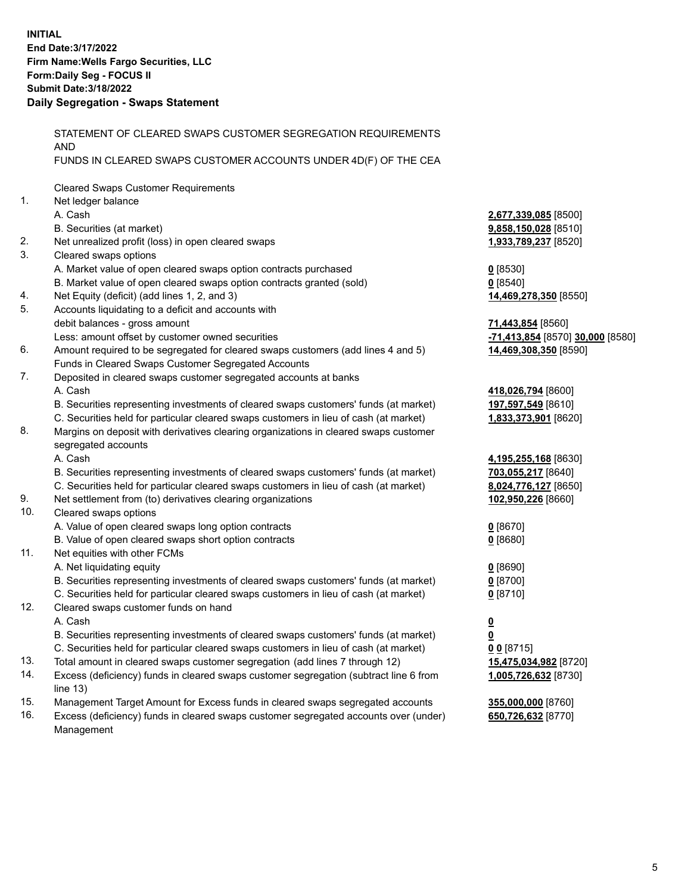**INITIAL**
**End Date:3/17/2022**
**Firm Name:Wells Fargo Securities, LLC**
**Form:Daily Seg - FOCUS II**
**Submit Date:3/18/2022**
**Daily Segregation - Swaps Statement**

STATEMENT OF CLEARED SWAPS CUSTOMER SEGREGATION REQUIREMENTS AND
FUNDS IN CLEARED SWAPS CUSTOMER ACCOUNTS UNDER 4D(F) OF THE CEA

| | | |
|---|---|---|
| | Cleared Swaps Customer Requirements | |
| 1. | Net ledger balance | |
| | A. Cash | **2,677,339,085** [8500] |
| | B. Securities (at market) | **9,858,150,028** [8510] |
| 2. | Net unrealized profit (loss) in open cleared swaps | **1,933,789,237** [8520] |
| 3. | Cleared swaps options | |
| | A. Market value of open cleared swaps option contracts purchased | **0** [8530] |
| | B. Market value of open cleared swaps option contracts granted (sold) | **0** [8540] |
| 4. | Net Equity (deficit) (add lines 1, 2, and 3) | **14,469,278,350** [8550] |
| 5. | Accounts liquidating to a deficit and accounts with debit balances - gross amount | **71,443,854** [8560] |
| | Less: amount offset by customer owned securities | **-71,413,854** [8570] **30,000** [8580] |
| 6. | Amount required to be segregated for cleared swaps customers (add lines 4 and 5) | **14,469,308,350** [8590] |
| | Funds in Cleared Swaps Customer Segregated Accounts | |
| 7. | Deposited in cleared swaps customer segregated accounts at banks | |
| | A. Cash | **418,026,794** [8600] |
| | B. Securities representing investments of cleared swaps customers' funds (at market) | **197,597,549** [8610] |
| | C. Securities held for particular cleared swaps customers in lieu of cash (at market) | **1,833,373,901** [8620] |
| 8. | Margins on deposit with derivatives clearing organizations in cleared swaps customer segregated accounts | |
| | A. Cash | **4,195,255,168** [8630] |
| | B. Securities representing investments of cleared swaps customers' funds (at market) | **703,055,217** [8640] |
| | C. Securities held for particular cleared swaps customers in lieu of cash (at market) | **8,024,776,127** [8650] |
| 9. | Net settlement from (to) derivatives clearing organizations | **102,950,226** [8660] |
| 10. | Cleared swaps options | |
| | A. Value of open cleared swaps long option contracts | **0** [8670] |
| | B. Value of open cleared swaps short option contracts | **0** [8680] |
| 11. | Net equities with other FCMs | |
| | A. Net liquidating equity | **0** [8690] |
| | B. Securities representing investments of cleared swaps customers' funds (at market) | **0** [8700] |
| | C. Securities held for particular cleared swaps customers in lieu of cash (at market) | **0** [8710] |
| 12. | Cleared swaps customer funds on hand | |
| | A. Cash | **0** |
| | B. Securities representing investments of cleared swaps customers' funds (at market) | **0** |
| | C. Securities held for particular cleared swaps customers in lieu of cash (at market) | **0** **0** [8715] |
| 13. | Total amount in cleared swaps customer segregation (add lines 7 through 12) | **15,475,034,982** [8720] |
| 14. | Excess (deficiency) funds in cleared swaps customer segregation (subtract line 6 from line 13) | **1,005,726,632** [8730] |
| 15. | Management Target Amount for Excess funds in cleared swaps segregated accounts | **355,000,000** [8760] |
| 16. | Excess (deficiency) funds in cleared swaps customer segregated accounts over (under) Management | **650,726,632** [8770] |